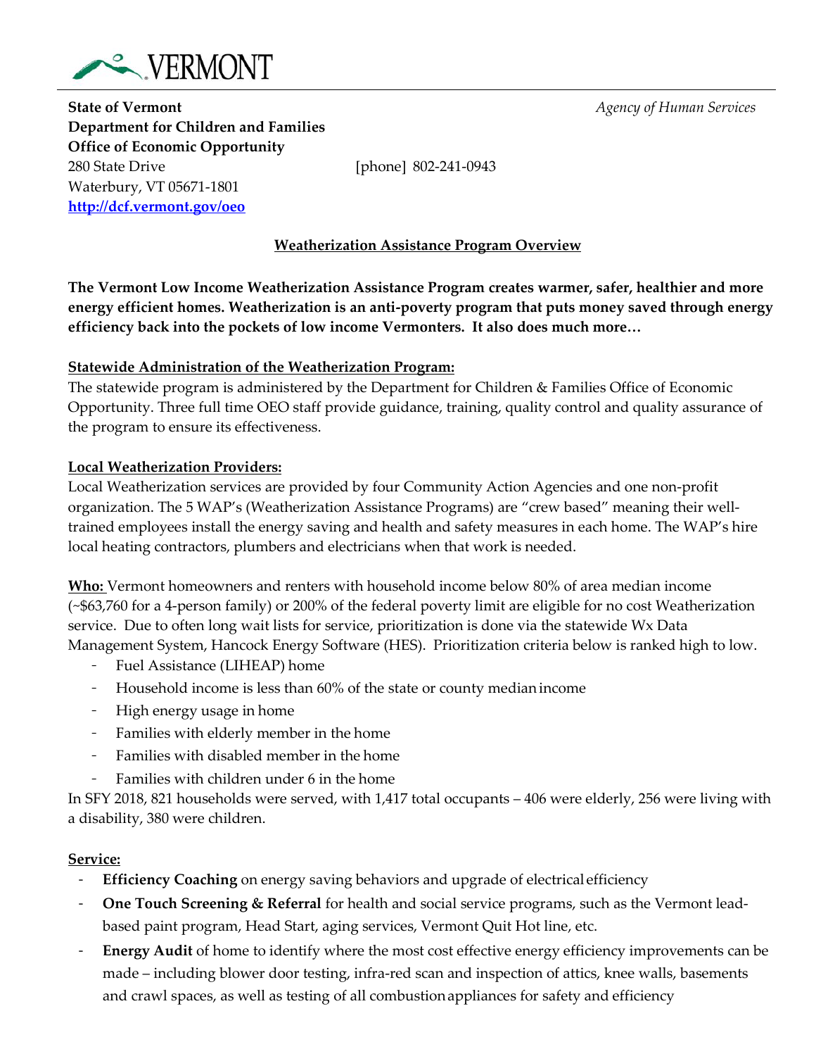VERMONT

**State of Vermont**
**Department for Children and Families**
**Office of Economic Opportunity**
280 State Drive
Waterbury, VT 05671-1801
**http://dcf.vermont.gov/oeo**

[phone] 802-241-0943

*Agency of Human Services*

## Weatherization Assistance Program Overview

**The Vermont Low Income Weatherization Assistance Program creates warmer, safer, healthier and more energy efficient homes. Weatherization is an anti-poverty program that puts money saved through energy efficiency back into the pockets of low income Vermonters. It also does much more…**

### Statewide Administration of the Weatherization Program:

The statewide program is administered by the Department for Children & Families Office of Economic Opportunity. Three full time OEO staff provide guidance, training, quality control and quality assurance of the program to ensure its effectiveness.

### Local Weatherization Providers:

Local Weatherization services are provided by four Community Action Agencies and one non-profit organization. The 5 WAP's (Weatherization Assistance Programs) are "crew based" meaning their well-trained employees install the energy saving and health and safety measures in each home. The WAP's hire local heating contractors, plumbers and electricians when that work is needed.

**Who:** Vermont homeowners and renters with household income below 80% of area median income (~$63,760 for a 4-person family) or 200% of the federal poverty limit are eligible for no cost Weatherization service. Due to often long wait lists for service, prioritization is done via the statewide Wx Data Management System, Hancock Energy Software (HES). Prioritization criteria below is ranked high to low.

- Fuel Assistance (LIHEAP) home
- Household income is less than 60% of the state or county median income
- High energy usage in home
- Families with elderly member in the home
- Families with disabled member in the home
- Families with children under 6 in the home

In SFY 2018, 821 households were served, with 1,417 total occupants – 406 were elderly, 256 were living with a disability, 380 were children.

### Service:

- **Efficiency Coaching** on energy saving behaviors and upgrade of electrical efficiency
- **One Touch Screening & Referral** for health and social service programs, such as the Vermont lead-based paint program, Head Start, aging services, Vermont Quit Hot line, etc.
- **Energy Audit** of home to identify where the most cost effective energy efficiency improvements can be made – including blower door testing, infra-red scan and inspection of attics, knee walls, basements and crawl spaces, as well as testing of all combustion appliances for safety and efficiency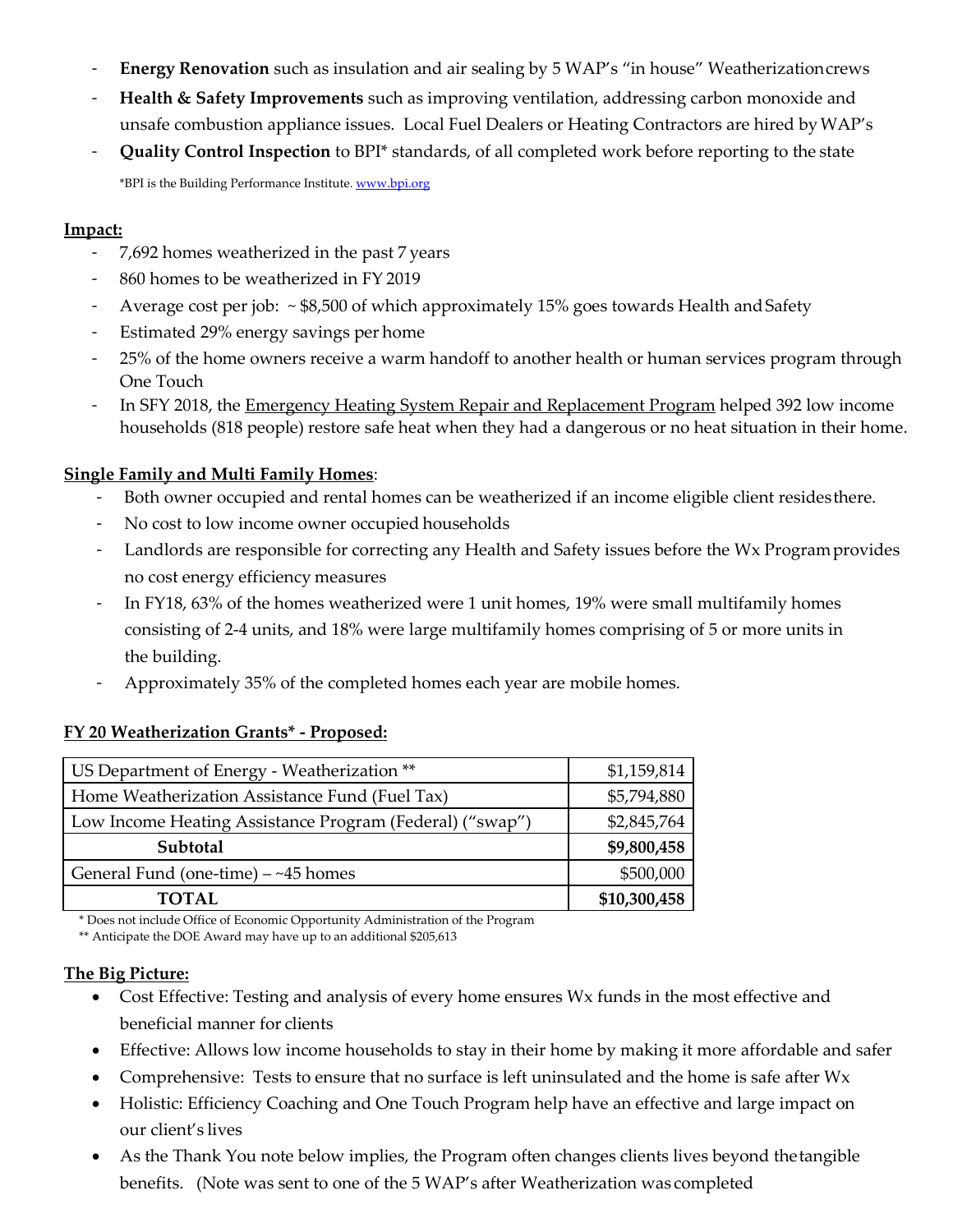- **Energy Renovation** such as insulation and air sealing by 5 WAP's "in house" Weatherization crews
- **Health & Safety Improvements** such as improving ventilation, addressing carbon monoxide and unsafe combustion appliance issues. Local Fuel Dealers or Heating Contractors are hired by WAP's
- **Quality Control Inspection** to BPI* standards, of all completed work before reporting to the state

*BPI is the Building Performance Institute. www.bpi.org

**Impact:**

- 7,692 homes weatherized in the past 7 years
- 860 homes to be weatherized in FY 2019
- Average cost per job: ~ $8,500 of which approximately 15% goes towards Health and Safety
- Estimated 29% energy savings per home
- 25% of the home owners receive a warm handoff to another health or human services program through One Touch
- In SFY 2018, the Emergency Heating System Repair and Replacement Program helped 392 low income households (818 people) restore safe heat when they had a dangerous or no heat situation in their home.

**Single Family and Multi Family Homes**:

- Both owner occupied and rental homes can be weatherized if an income eligible client resides there.
- No cost to low income owner occupied households
- Landlords are responsible for correcting any Health and Safety issues before the Wx Program provides no cost energy efficiency measures
- In FY18, 63% of the homes weatherized were 1 unit homes, 19% were small multifamily homes consisting of 2-4 units, and 18% were large multifamily homes comprising of 5 or more units in the building.
- Approximately 35% of the completed homes each year are mobile homes.

**FY 20 Weatherization Grants* - Proposed:**

| | |
|---|---|
| US Department of Energy - Weatherization ** | $1,159,814 |
| Home Weatherization Assistance Fund (Fuel Tax) | $5,794,880 |
| Low Income Heating Assistance Program (Federal) ("swap") | $2,845,764 |
| **Subtotal** | **$9,800,458** |
| General Fund (one-time) – ~45 homes | $500,000 |
| **TOTAL** | **$10,300,458** |

\* Does not include Office of Economic Opportunity Administration of the Program

** Anticipate the DOE Award may have up to an additional $205,613

**The Big Picture:**

- Cost Effective: Testing and analysis of every home ensures Wx funds in the most effective and beneficial manner for clients
- Effective: Allows low income households to stay in their home by making it more affordable and safer
- Comprehensive: Tests to ensure that no surface is left uninsulated and the home is safe after Wx
- Holistic: Efficiency Coaching and One Touch Program help have an effective and large impact on our client's lives
- As the Thank You note below implies, the Program often changes clients lives beyond the tangible benefits. (Note was sent to one of the 5 WAP's after Weatherization was completed